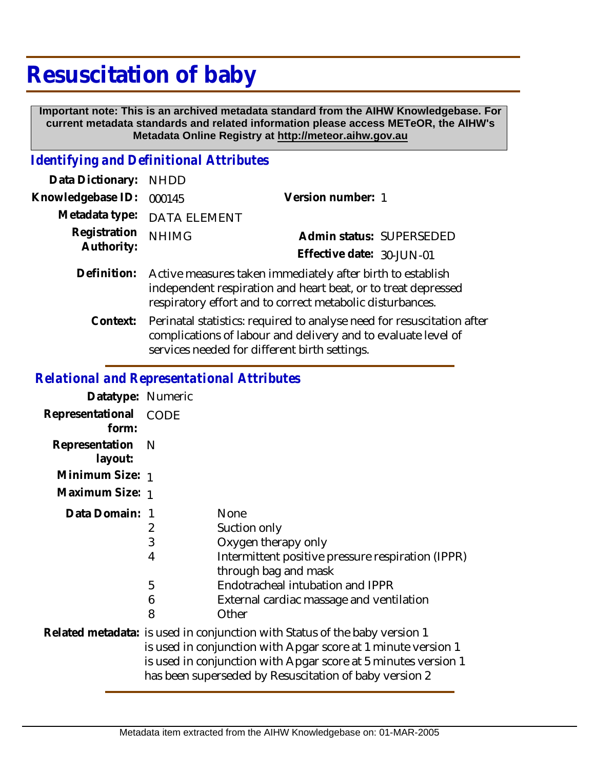# Resuscitation of baby

**Important note: This is an archived metadata standard from the AIHW Knowledgebase. For current metadata standards and related information please access METeOR, the AIHW's Metadata Online Registry at http://meteor.aihw.gov.au**

## *Identifying and Definitional Attributes*

**Data Dictionary:** NHDD

**Knowledgebase ID:** 000145 **Version number:** 1

**Metadata type:** DATA ELEMENT

**Registration Authority:** NHIMG **Admin status:** SUPERSEDED

**Effective date:** 30-JUN-01

**Definition:** Active measures taken immediately after birth to establish independent respiration and heart beat, or to treat depressed respiratory effort and to correct metabolic disturbances.

**Context:** Perinatal statistics: required to analyse need for resuscitation after complications of labour and delivery and to evaluate level of services needed for different birth settings.

## *Relational and Representational Attributes*

**Datatype:** Numeric

**Representational form:** CODE

**Representation layout:** N

**Minimum Size:** 1

**Maximum Size:** 1

**Data Domain:**

| Code | Description |
|---|---|
| 1 | None |
| 2 | Suction only |
| 3 | Oxygen therapy only |
| 4 | Intermittent positive pressure respiration (IPPR) through bag and mask |
| 5 | Endotracheal intubation and IPPR |
| 6 | External cardiac massage and ventilation |
| 8 | Other |

**Related metadata:** is used in conjunction with Status of the baby version 1
is used in conjunction with Apgar score at 1 minute version 1
is used in conjunction with Apgar score at 5 minutes version 1
has been superseded by Resuscitation of baby version 2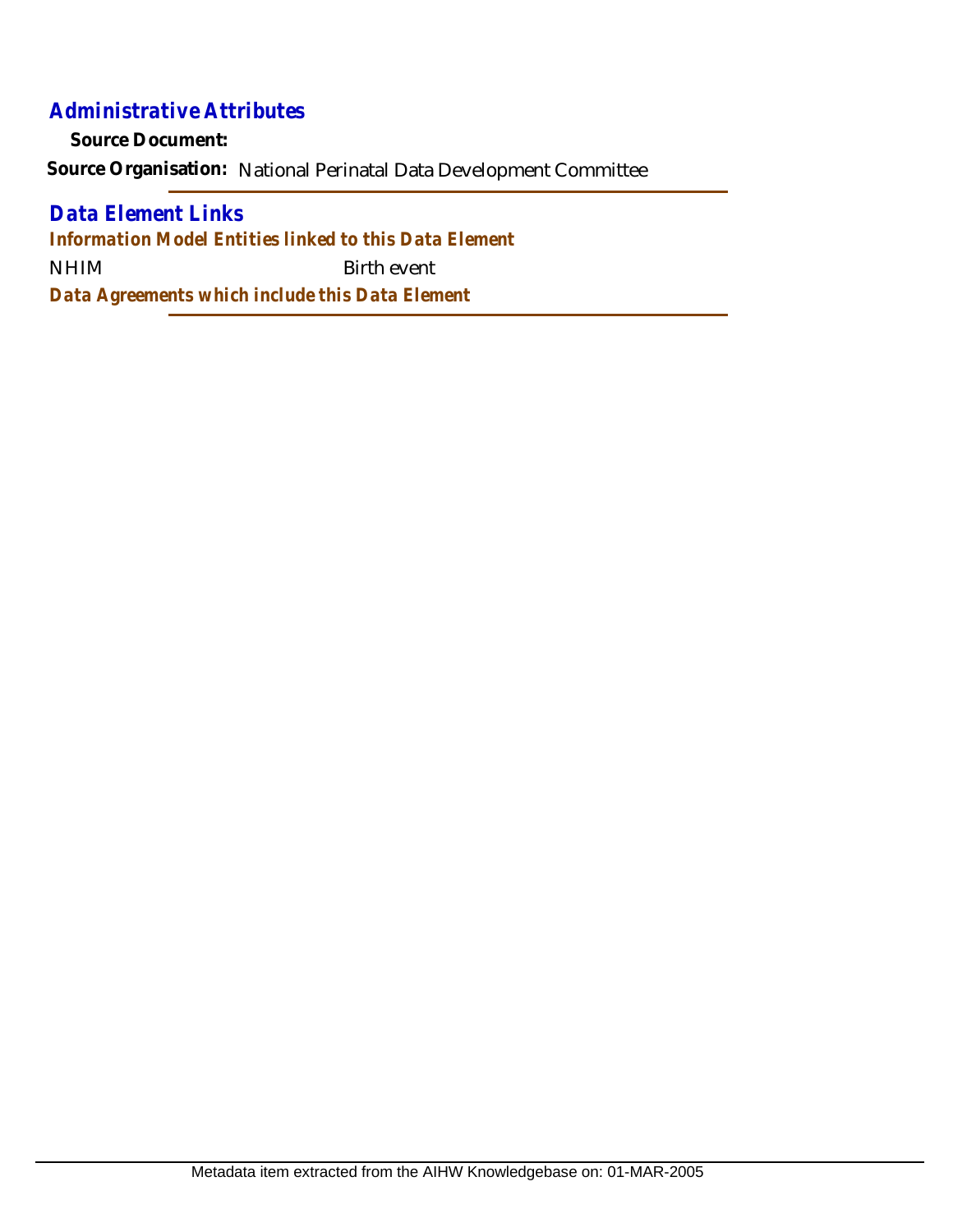## Administrative Attributes

**Source Document:**

**Source Organisation:** National Perinatal Data Development Committee

## Data Element Links

***Information Model Entities linked to this Data Element***

| | |
|---|---|
| NHIM | Birth event |

***Data Agreements which include this Data Element***

Metadata item extracted from the AIHW Knowledgebase on: 01-MAR-2005